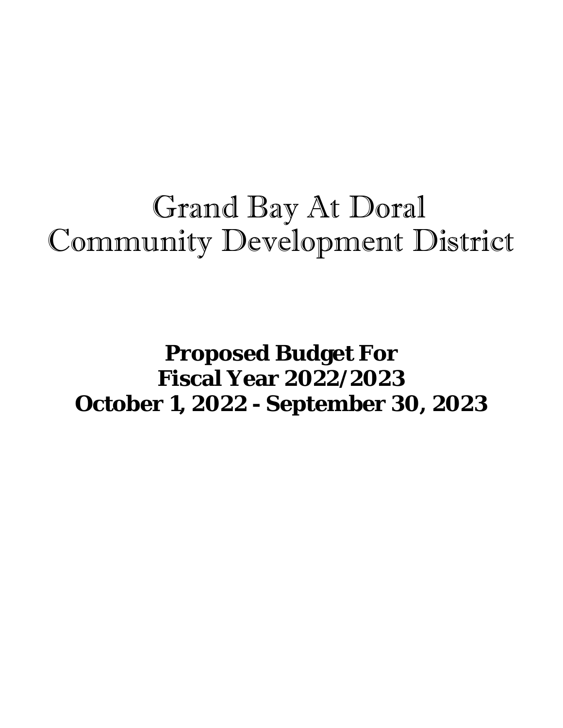# Grand Bay At Doral
# Community Development District

**Proposed Budget For**
**Fiscal Year 2022/2023**
**October 1, 2022 - September 30, 2023**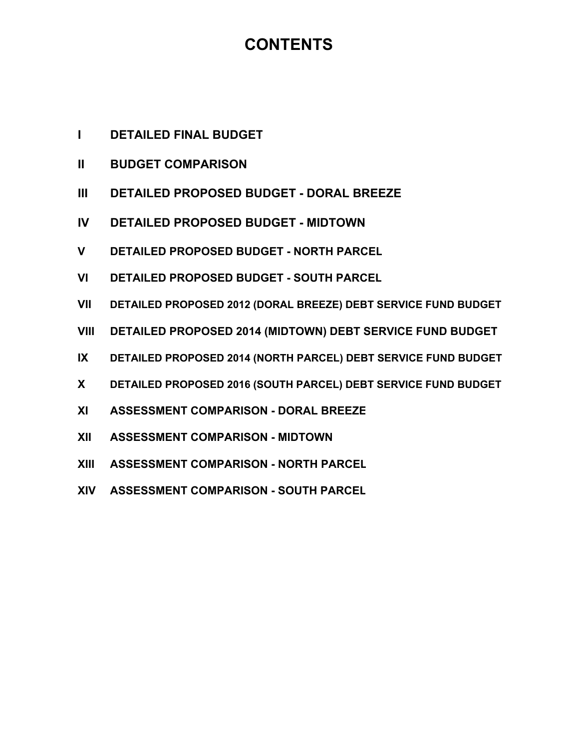# CONTENTS

| | |
|---|---|
| I | DETAILED FINAL BUDGET |
| II | BUDGET COMPARISON |
| III | DETAILED PROPOSED BUDGET - DORAL BREEZE |
| IV | DETAILED PROPOSED BUDGET - MIDTOWN |
| V | DETAILED PROPOSED BUDGET - NORTH PARCEL |
| VI | DETAILED PROPOSED BUDGET - SOUTH PARCEL |
| VII | DETAILED PROPOSED 2012 (DORAL BREEZE) DEBT SERVICE FUND BUDGET |
| VIII | DETAILED PROPOSED 2014 (MIDTOWN) DEBT SERVICE FUND BUDGET |
| IX | DETAILED PROPOSED 2014 (NORTH PARCEL) DEBT SERVICE FUND BUDGET |
| X | DETAILED PROPOSED 2016 (SOUTH PARCEL) DEBT SERVICE FUND BUDGET |
| XI | ASSESSMENT COMPARISON - DORAL BREEZE |
| XII | ASSESSMENT COMPARISON - MIDTOWN |
| XIII | ASSESSMENT COMPARISON - NORTH PARCEL |
| XIV | ASSESSMENT COMPARISON - SOUTH PARCEL |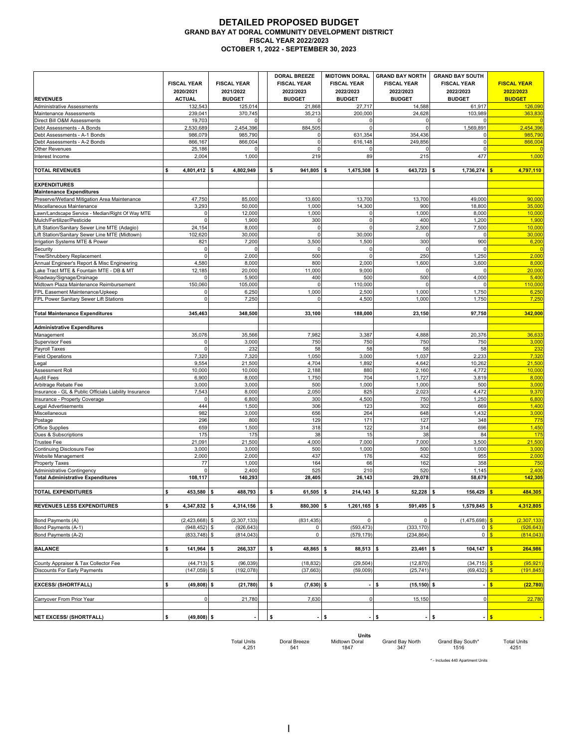# DETAILED PROPOSED BUDGET
## GRAND BAY AT DORAL COMMUNITY DEVELOPMENT DISTRICT
### FISCAL YEAR 2022/2023
### OCTOBER 1, 2022 - SEPTEMBER 30, 2023

| REVENUES | FISCAL YEAR 2020/2021 ACTUAL | FISCAL YEAR 2021/2022 BUDGET | DORAL BREEZE FISCAL YEAR 2022/2023 BUDGET | MIDTOWN DORAL FISCAL YEAR 2022/2023 BUDGET | GRAND BAY NORTH FISCAL YEAR 2022/2023 BUDGET | GRAND BAY SOUTH FISCAL YEAR 2022/2023 BUDGET | FISCAL YEAR 2022/2023 BUDGET |
|---|---|---|---|---|---|---|---|
| Administrative Assessments | 132,543 | 125,014 | 21,868 | 27,717 | 14,588 | 61,917 | 126,090 |
| Maintenance Assessments | 239,041 | 370,745 | 35,213 | 200,000 | 24,628 | 103,989 | 363,830 |
| Direct Bill O&M Assessments | 19,703 | 0 | 0 | 0 | 0 | 0 | 0 |
| Debt Assessments - A Bonds | 2,530,689 | 2,454,396 | 884,505 | 0 | 0 | 1,569,891 | 2,454,396 |
| Debt Assessments - A-1 Bonds | 986,079 | 985,790 | 0 | 631,354 | 354,436 | 0 | 985,790 |
| Debt Assessments - A-2 Bonds | 866,167 | 866,004 | 0 | 616,148 | 249,856 | 0 | 866,004 |
| Other Revenues | 25,186 | 0 | 0 | 0 | 0 | 0 | 0 |
| Interest Income | 2,004 | 1,000 | 219 | 89 | 215 | 477 | 1,000 |
| | | | | | | | |
| **TOTAL REVENUES** | **$ 4,801,412** | **$ 4,802,949** | **$ 941,805** | **$ 1,475,308** | **$ 643,723** | **$ 1,736,274** | **$ 4,797,110** |
| | | | | | | | |
| **EXPENDITURES** | | | | | | | |
| **Maintenance Expenditures** | | | | | | | |
| Preserve/Wetland Mitigation Area Maintenance | 47,750 | 85,000 | 13,600 | 13,700 | 13,700 | 49,000 | 90,000 |
| Miscellaneous Maintenance | 3,293 | 50,000 | 1,000 | 14,300 | 900 | 18,800 | 35,000 |
| Lawn/Landscape Service - Median/Right Of Way MTE | 0 | 12,000 | 1,000 | 0 | 1,000 | 8,000 | 10,000 |
| Mulch/Fertilizer/Pesticide | 0 | 1,900 | 300 | 0 | 400 | 1,200 | 1,900 |
| Lift Station/Sanitary Sewer Line MTE (Adagio) | 24,154 | 8,000 | 0 | 0 | 2,500 | 7,500 | 10,000 |
| Lift Station/Sanitary Sewer Line MTE (Midtown) | 102,620 | 30,000 | 0 | 30,000 | 0 | 0 | 30,000 |
| Irrigation Systems MTE & Power | 821 | 7,200 | 3,500 | 1,500 | 300 | 900 | 6,200 |
| Security | 0 | 0 | 0 | 0 | 0 | 0 | 0 |
| Tree/Shrubbery Replacement | 0 | 2,000 | 500 | 0 | 250 | 1,250 | 2,000 |
| Annual Engineer's Report & Misc Engineering | 4,580 | 8,000 | 800 | 2,000 | 1,600 | 3,600 | 8,000 |
| Lake Tract MTE & Fountain MTE - DB & MT | 12,185 | 20,000 | 11,000 | 9,000 | 0 | 0 | 20,000 |
| Roadway/Signage/Drainage | 0 | 5,900 | 400 | 500 | 500 | 4,000 | 5,400 |
| Midtown Plaza Maintenance Reimbursement | 150,060 | 105,000 | 0 | 110,000 | 0 | 0 | 110,000 |
| FPL Easement Maintenance/Upkeep | 0 | 6,250 | 1,000 | 2,500 | 1,000 | 1,750 | 6,250 |
| FPL Power Sanitary Sewer Lift Stations | 0 | 7,250 | 0 | 4,500 | 1,000 | 1,750 | 7,250 |
| | | | | | | | |
| **Total Maintenance Expenditures** | **345,463** | **348,500** | **33,100** | **188,000** | **23,150** | **97,750** | **342,000** |
| | | | | | | | |
| **Administrative Expenditures** | | | | | | | |
| Management | 35,076 | 35,566 | 7,982 | 3,387 | 4,888 | 20,376 | 36,633 |
| Supervisor Fees | 0 | 3,000 | 750 | 750 | 750 | 750 | 3,000 |
| Payroll Taxes | 0 | 232 | 58 | 58 | 58 | 58 | 232 |
| Field Operations | 7,320 | 7,320 | 1,050 | 3,000 | 1,037 | 2,233 | 7,320 |
| Legal | 9,554 | 21,500 | 4,704 | 1,892 | 4,642 | 10,262 | 21,500 |
| Assessment Roll | 10,000 | 10,000 | 2,188 | 880 | 2,160 | 4,772 | 10,000 |
| Audit Fees | 6,900 | 8,000 | 1,750 | 704 | 1,727 | 3,819 | 8,000 |
| Arbitrage Rebate Fee | 3,000 | 3,000 | 500 | 1,000 | 1,000 | 500 | 3,000 |
| Insurance - GL & Public Officials Liability Insurance | 7,543 | 8,000 | 2,050 | 825 | 2,023 | 4,472 | 9,370 |
| Insurance - Property Coverage | 0 | 6,800 | 300 | 4,500 | 750 | 1,250 | 6,800 |
| Legal Advertisements | 444 | 1,500 | 306 | 123 | 302 | 669 | 1,400 |
| Miscellaneous | 982 | 3,000 | 656 | 264 | 648 | 1,432 | 3,000 |
| Postage | 296 | 800 | 129 | 171 | 127 | 348 | 775 |
| Office Supplies | 659 | 1,500 | 318 | 122 | 314 | 696 | 1,450 |
| Dues & Subscriptions | 175 | 175 | 38 | 15 | 38 | 84 | 175 |
| Trustee Fee | 21,091 | 21,500 | 4,000 | 7,000 | 7,000 | 3,500 | 21,500 |
| Continuing Disclosure Fee | 3,000 | 3,000 | 500 | 1,000 | 500 | 1,000 | 3,000 |
| Website Management | 2,000 | 2,000 | 437 | 176 | 432 | 955 | 2,000 |
| Property Taxes | 77 | 1,000 | 164 | 66 | 162 | 358 | 750 |
| Administrative Contingency | 0 | 2,400 | 525 | 210 | 520 | 1,145 | 2,400 |
| **Total Administrative Expenditures** | **108,117** | **140,293** | **28,405** | **26,143** | **29,078** | **58,679** | **142,305** |
| | | | | | | | |
| **TOTAL EXPENDITURES** | **$ 453,580** | **$ 488,793** | **$ 61,505** | **$ 214,143** | **$ 52,228** | **$ 156,429** | **$ 484,305** |
| | | | | | | | |
| **REVENUES LESS EXPENDITURES** | **$ 4,347,832** | **$ 4,314,156** | **$ 880,300** | **$ 1,261,165** | **$ 591,495** | **$ 1,579,845** | **$ 4,312,805** |
| | | | | | | | |
| Bond Payments (A) | (2,423,668) | $ (2,307,133) | (831,435) | 0 | 0 | (1,475,698) | $ (2,307,133) |
| Bond Payments (A-1) | (948,452) | $ (926,643) | 0 | (593,473) | (333,170) | 0 | $ (926,643) |
| Bond Payments (A-2) | (833,748) | $ (814,043) | 0 | (579,179) | (234,864) | 0 | $ (814,043) |
| | | | | | | | |
| **BALANCE** | **$ 141,964** | **$ 266,337** | **$ 48,865** | **$ 88,513** | **$ 23,461** | **$ 104,147** | **$ 264,986** |
| | | | | | | | |
| County Appraiser & Tax Collector Fee | (44,713) | $ (96,039) | (18,832) | (29,504) | (12,870) | (34,715) | $ (95,921) |
| Discounts For Early Payments | (147,059) | $ (192,078) | (37,663) | (59,009) | (25,741) | (69,432) | $ (191,845) |
| | | | | | | | |
| **EXCESS/ (SHORTFALL)** | **$ (49,808)** | **$ (21,780)** | **$ (7,630)** | **$ -** | **$ (15,150)** | **$ -** | **$ (22,780)** |
| | | | | | | | |
| Carryover From Prior Year | 0 | 21,780 | 7,630 | 0 | 15,150 | 0 | 22,780 |
| | | | | | | | |
| **NET EXCESS/ (SHORTFALL)** | **$ (49,808)** | **$ -** | **$ -** | **$ -** | **$ -** | **$ -** | **$ -** |

**Units**

| Total Units | Doral Breeze | Midtown Doral | Grand Bay North | Grand Bay South* | Total Units |
|---|---|---|---|---|---|
| 4,251 | 541 | 1847 | 347 | 1516 | 4251 |

\* - Includes 440 Apartment Units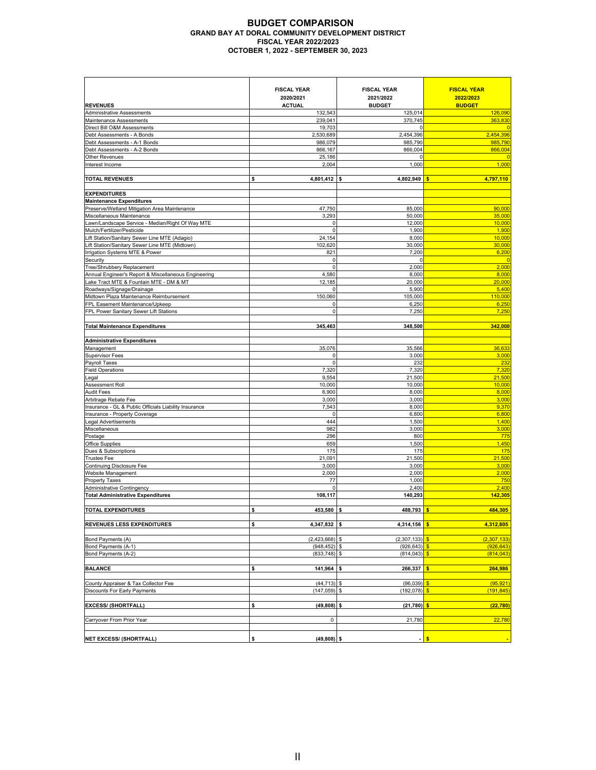# BUDGET COMPARISON

## GRAND BAY AT DORAL COMMUNITY DEVELOPMENT DISTRICT

### FISCAL YEAR 2022/2023

### OCTOBER 1, 2022 - SEPTEMBER 30, 2023

| REVENUES | FISCAL YEAR 2020/2021 ACTUAL | FISCAL YEAR 2021/2022 BUDGET | FISCAL YEAR 2022/2023 BUDGET |
|---|---|---|---|
| Administrative Assessments | 132,543 | 125,014 | 126,090 |
| Maintenance Assessments | 239,041 | 370,745 | 363,830 |
| Direct Bill O&M Assessments | 19,703 | 0 | 0 |
| Debt Assessments - A Bonds | 2,530,689 | 2,454,396 | 2,454,396 |
| Debt Assessments - A-1 Bonds | 986,079 | 985,790 | 985,790 |
| Debt Assessments - A-2 Bonds | 866,167 | 866,004 | 866,004 |
| Other Revenues | 25,186 | 0 | 0 |
| Interest Income | 2,004 | 1,000 | 1,000 |
| **TOTAL REVENUES** | **$ 4,801,412** | **$ 4,802,949** | **$ 4,797,110** |
| **EXPENDITURES** | | | |
| **Maintenance Expenditures** | | | |
| Preserve/Wetland Mitigation Area Maintenance | 47,750 | 85,000 | 90,000 |
| Miscellaneous Maintenance | 3,293 | 50,000 | 35,000 |
| Lawn/Landscape Service - Median/Right Of Way MTE | 0 | 12,000 | 10,000 |
| Mulch/Fertilizer/Pesticide | 0 | 1,900 | 1,900 |
| Lift Station/Sanitary Sewer Line MTE (Adagio) | 24,154 | 8,000 | 10,000 |
| Lift Station/Sanitary Sewer Line MTE (Midtown) | 102,620 | 30,000 | 30,000 |
| Irrigation Systems MTE & Power | 821 | 7,200 | 6,200 |
| Security | 0 | 0 | 0 |
| Tree/Shrubbery Replacement | 0 | 2,000 | 2,000 |
| Annual Engineer's Report & Miscellaneous Engineering | 4,580 | 8,000 | 8,000 |
| Lake Tract MTE & Fountain MTE - DM & MT | 12,185 | 20,000 | 20,000 |
| Roadways/Signage/Drainage | 0 | 5,900 | 5,400 |
| Midtown Plaza Maintenance Reimbursement | 150,060 | 105,000 | 110,000 |
| FPL Easement Maintenance/Upkeep | 0 | 6,250 | 6,250 |
| FPL Power Sanitary Sewer Lift Stations | 0 | 7,250 | 7,250 |
| **Total Maintenance Expenditures** | **345,463** | **348,500** | **342,000** |
| **Administrative Expenditures** | | | |
| Management | 35,076 | 35,566 | 36,633 |
| Supervisor Fees | 0 | 3,000 | 3,000 |
| Payroll Taxes | 0 | 232 | 232 |
| Field Operations | 7,320 | 7,320 | 7,320 |
| Legal | 9,554 | 21,500 | 21,500 |
| Assessment Roll | 10,000 | 10,000 | 10,000 |
| Audit Fees | 6,900 | 8,000 | 8,000 |
| Arbitrage Rebate Fee | 3,000 | 3,000 | 3,000 |
| Insurance - GL & Public Officials Liability Insurance | 7,543 | 8,000 | 9,370 |
| Insurance - Property Coverage | 0 | 6,800 | 6,800 |
| Legal Advertisements | 444 | 1,500 | 1,400 |
| Miscellaneous | 982 | 3,000 | 3,000 |
| Postage | 296 | 800 | 775 |
| Office Supplies | 659 | 1,500 | 1,450 |
| Dues & Subscriptions | 175 | 175 | 175 |
| Trustee Fee | 21,091 | 21,500 | 21,500 |
| Continuing Disclosure Fee | 3,000 | 3,000 | 3,000 |
| Website Management | 2,000 | 2,000 | 2,000 |
| Property Taxes | 77 | 1,000 | 750 |
| Administrative Contingency | 0 | 2,400 | 2,400 |
| **Total Administrative Expenditures** | **108,117** | **140,293** | **142,305** |
| **TOTAL EXPENDITURES** | **$ 453,580** | **$ 488,793** | **$ 484,305** |
| **REVENUES LESS EXPENDITURES** | **$ 4,347,832** | **$ 4,314,156** | **$ 4,312,805** |
| Bond Payments (A) | (2,423,668) | $ (2,307,133) | $ (2,307,133) |
| Bond Payments (A-1) | (948,452) | $ (926,643) | $ (926,643) |
| Bond Payments (A-2) | (833,748) | $ (814,043) | $ (814,043) |
| **BALANCE** | **$ 141,964** | **$ 266,337** | **$ 264,986** |
| County Appraiser & Tax Collector Fee | (44,713) | $ (96,039) | $ (95,921) |
| Discounts For Early Payments | (147,059) | $ (192,078) | $ (191,845) |
| **EXCESS/ (SHORTFALL)** | **$ (49,808)** | **$ (21,780)** | **$ (22,780)** |
| Carryover From Prior Year | 0 | 21,780 | 22,780 |
| **NET EXCESS/ (SHORTFALL)** | **$ (49,808)** | **$ -** | **$ -** |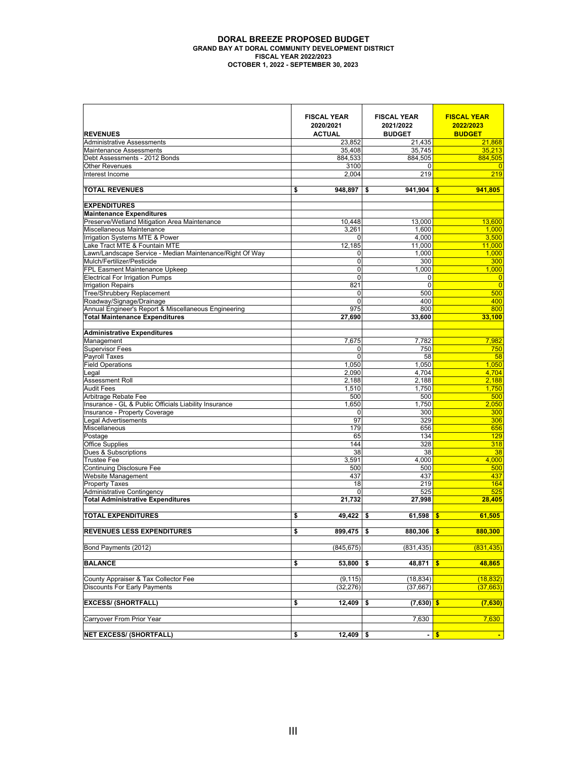# DORAL BREEZE PROPOSED BUDGET

**GRAND BAY AT DORAL COMMUNITY DEVELOPMENT DISTRICT**
**FISCAL YEAR 2022/2023**
**OCTOBER 1, 2022 - SEPTEMBER 30, 2023**

| REVENUES | FISCAL YEAR 2020/2021 ACTUAL | FISCAL YEAR 2021/2022 BUDGET | FISCAL YEAR 2022/2023 BUDGET |
|---|---|---|---|
| Administrative Assessments | 23,852 | 21,435 | 21,868 |
| Maintenance Assessments | 35,408 | 35,745 | 35,213 |
| Debt Assessments - 2012 Bonds | 884,533 | 884,505 | 884,505 |
| Other Revenues | 3100 | 0 | 0 |
| Interest Income | 2,004 | 219 | 219 |
| | | | |
| **TOTAL REVENUES** | **$ 948,897** | **$ 941,904** | **$ 941,805** |
| | | | |
| **EXPENDITURES** | | | |
| **Maintenance Expenditures** | | | |
| Preserve/Wetland Mitigation Area Maintenance | 10,448 | 13,000 | 13,600 |
| Miscellaneous Maintenance | 3,261 | 1,600 | 1,000 |
| Irrigation Systems MTE & Power | 0 | 4,000 | 3,500 |
| Lake Tract MTE & Fountain MTE | 12,185 | 11,000 | 11,000 |
| Lawn/Landscape Service - Median Maintenance/Right Of Way | 0 | 1,000 | 1,000 |
| Mulch/Fertilizer/Pesticide | 0 | 300 | 300 |
| FPL Easment Maintenance Upkeep | 0 | 1,000 | 1,000 |
| Electrical For Irrigation Pumps | 0 | 0 | 0 |
| Irrigation Repairs | 821 | 0 | 0 |
| Tree/Shrubbery Replacement | 0 | 500 | 500 |
| Roadway/Signage/Drainage | 0 | 400 | 400 |
| Annual Engineer's Report & Miscellaneous Engineering | 975 | 800 | 800 |
| **Total Maintenance Expenditures** | **27,690** | **33,600** | **33,100** |
| | | | |
| **Administrative Expenditures** | | | |
| Management | 7,675 | 7,782 | 7,982 |
| Supervisor Fees | 0 | 750 | 750 |
| Payroll Taxes | 0 | 58 | 58 |
| Field Operations | 1,050 | 1,050 | 1,050 |
| Legal | 2,090 | 4,704 | 4,704 |
| Assessment Roll | 2,188 | 2,188 | 2,188 |
| Audit Fees | 1,510 | 1,750 | 1,750 |
| Arbitrage Rebate Fee | 500 | 500 | 500 |
| Insurance - GL & Public Officials Liability Insurance | 1,650 | 1,750 | 2,050 |
| Insurance - Property Coverage | 0 | 300 | 300 |
| Legal Advertisements | 97 | 329 | 306 |
| Miscellaneous | 179 | 656 | 656 |
| Postage | 65 | 134 | 129 |
| Office Supplies | 144 | 328 | 318 |
| Dues & Subscriptions | 38 | 38 | 38 |
| Trustee Fee | 3,591 | 4,000 | 4,000 |
| Continuing Disclosure Fee | 500 | 500 | 500 |
| Website Management | 437 | 437 | 437 |
| Property Taxes | 18 | 219 | 164 |
| Administrative Contingency | 0 | 525 | 525 |
| **Total Administrative Expenditures** | **21,732** | **27,998** | **28,405** |
| | | | |
| **TOTAL EXPENDITURES** | **$ 49,422** | **$ 61,598** | **$ 61,505** |
| | | | |
| **REVENUES LESS EXPENDITURES** | **$ 899,475** | **$ 880,306** | **$ 880,300** |
| | | | |
| Bond Payments (2012) | (845,675) | (831,435) | (831,435) |
| | | | |
| **BALANCE** | **$ 53,800** | **$ 48,871** | **$ 48,865** |
| | | | |
| County Appraiser & Tax Collector Fee | (9,115) | (18,834) | (18,832) |
| Discounts For Early Payments | (32,276) | (37,667) | (37,663) |
| | | | |
| **EXCESS/ (SHORTFALL)** | **$ 12,409** | **$ (7,630)** | **$ (7,630)** |
| | | | |
| Carryover From Prior Year | | 7,630 | 7,630 |
| | | | |
| **NET EXCESS/ (SHORTFALL)** | **$ 12,409** | **$ -** | **$ -** |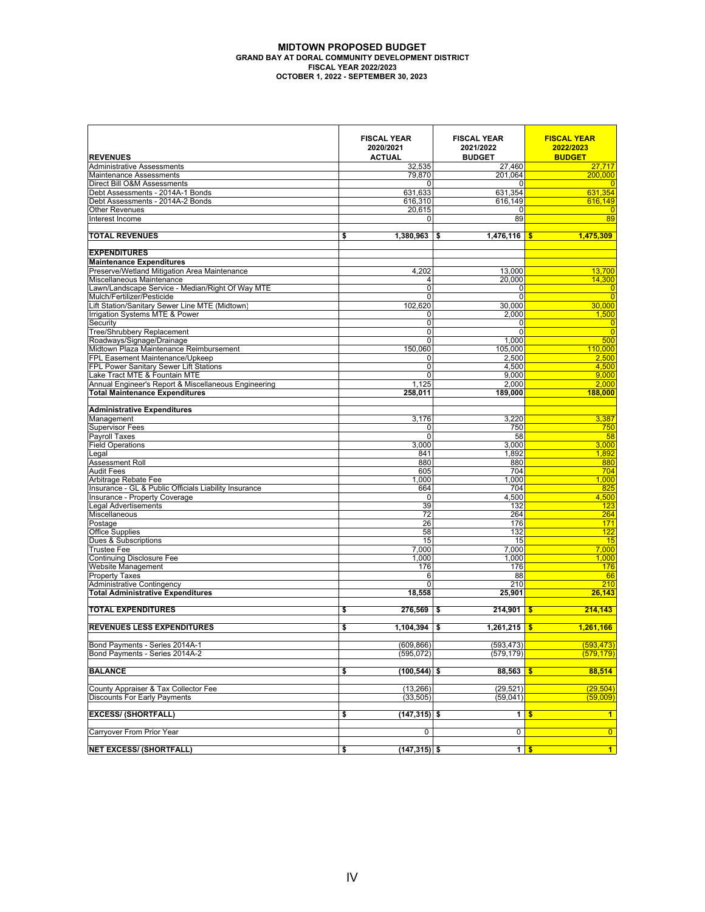# MIDTOWN PROPOSED BUDGET
## GRAND BAY AT DORAL COMMUNITY DEVELOPMENT DISTRICT
### FISCAL YEAR 2022/2023
### OCTOBER 1, 2022 - SEPTEMBER 30, 2023

| REVENUES | FISCAL YEAR 2020/2021 ACTUAL | FISCAL YEAR 2021/2022 BUDGET | FISCAL YEAR 2022/2023 BUDGET |
|---|---|---|---|
| Administrative Assessments | 32,535 | 27,460 | 27,717 |
| Maintenance Assessments | 79,870 | 201,064 | 200,000 |
| Direct Bill O&M Assessments | 0 | 0 | 0 |
| Debt Assessments - 2014A-1 Bonds | 631,633 | 631,354 | 631,354 |
| Debt Assessments - 2014A-2 Bonds | 616,310 | 616,149 | 616,149 |
| Other Revenues | 20,615 | 0 | 0 |
| Interest Income | 0 | 89 | 89 |
| | | | |
| **TOTAL REVENUES** | **$ 1,380,963** | **$ 1,476,116** | **$ 1,475,309** |
| | | | |
| **EXPENDITURES** | | | |
| **Maintenance Expenditures** | | | |
| Preserve/Wetland Mitigation Area Maintenance | 4,202 | 13,000 | 13,700 |
| Miscellaneous Maintenance | 4 | 20,000 | 14,300 |
| Lawn/Landscape Service - Median/Right Of Way MTE | 0 | 0 | 0 |
| Mulch/Fertilizer/Pesticide | 0 | 0 | 0 |
| Lift Station/Sanitary Sewer Line MTE (Midtown) | 102,620 | 30,000 | 30,000 |
| Irrigation Systems MTE & Power | 0 | 2,000 | 1,500 |
| Security | 0 | 0 | 0 |
| Tree/Shrubbery Replacement | 0 | 0 | 0 |
| Roadways/Signage/Drainage | 0 | 1,000 | 500 |
| Midtown Plaza Maintenance Reimbursement | 150,060 | 105,000 | 110,000 |
| FPL Easement Maintenance/Upkeep | 0 | 2,500 | 2,500 |
| FPL Power Sanitary Sewer Lift Stations | 0 | 4,500 | 4,500 |
| Lake Tract MTE & Fountain MTE | 0 | 9,000 | 9,000 |
| Annual Engineer's Report & Miscellaneous Engineering | 1,125 | 2,000 | 2,000 |
| **Total Maintenance Expenditures** | **258,011** | **189,000** | **188,000** |
| | | | |
| **Administrative Expenditures** | | | |
| Management | 3,176 | 3,220 | 3,387 |
| Supervisor Fees | 0 | 750 | 750 |
| Payroll Taxes | 0 | 58 | 58 |
| Field Operations | 3,000 | 3,000 | 3,000 |
| Legal | 841 | 1,892 | 1,892 |
| Assessment Roll | 880 | 880 | 880 |
| Audit Fees | 605 | 704 | 704 |
| Arbitrage Rebate Fee | 1,000 | 1,000 | 1,000 |
| Insurance - GL & Public Officials Liability Insurance | 664 | 704 | 825 |
| Insurance - Property Coverage | 0 | 4,500 | 4,500 |
| Legal Advertisements | 39 | 132 | 123 |
| Miscellaneous | 72 | 264 | 264 |
| Postage | 26 | 176 | 171 |
| Office Supplies | 58 | 132 | 122 |
| Dues & Subscriptions | 15 | 15 | 15 |
| Trustee Fee | 7,000 | 7,000 | 7,000 |
| Continuing Disclosure Fee | 1,000 | 1,000 | 1,000 |
| Website Management | 176 | 176 | 176 |
| Property Taxes | 6 | 88 | 66 |
| Administrative Contingency | 0 | 210 | 210 |
| **Total Administrative Expenditures** | **18,558** | **25,901** | **26,143** |
| | | | |
| **TOTAL EXPENDITURES** | **$ 276,569** | **$ 214,901** | **$ 214,143** |
| | | | |
| **REVENUES LESS EXPENDITURES** | **$ 1,104,394** | **$ 1,261,215** | **$ 1,261,166** |
| | | | |
| Bond Payments - Series 2014A-1 | (609,866) | (593,473) | (593,473) |
| Bond Payments - Series 2014A-2 | (595,072) | (579,179) | (579,179) |
| | | | |
| **BALANCE** | **$ (100,544)** | **$ 88,563** | **$ 88,514** |
| | | | |
| County Appraiser & Tax Collector Fee | (13,266) | (29,521) | (29,504) |
| Discounts For Early Payments | (33,505) | (59,041) | (59,009) |
| | | | |
| **EXCESS/ (SHORTFALL)** | **$ (147,315)** | **$ 1** | **$ 1** |
| | | | |
| Carryover From Prior Year | 0 | 0 | 0 |
| | | | |
| **NET EXCESS/ (SHORTFALL)** | **$ (147,315)** | **$ 1** | **$ 1** |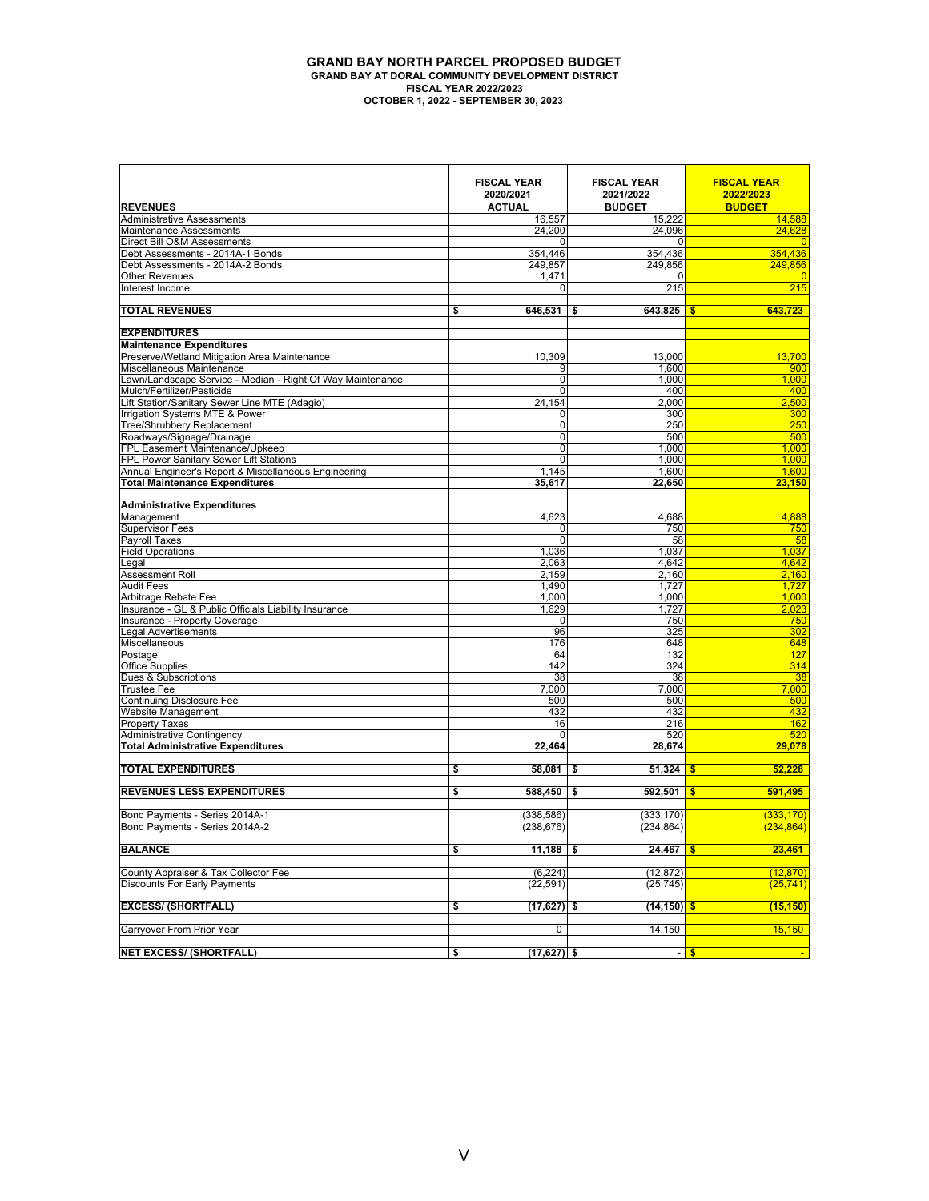# GRAND BAY NORTH PARCEL PROPOSED BUDGET

**GRAND BAY AT DORAL COMMUNITY DEVELOPMENT DISTRICT**
**FISCAL YEAR 2022/2023**
**OCTOBER 1, 2022 - SEPTEMBER 30, 2023**

| REVENUES | FISCAL YEAR 2020/2021 ACTUAL | FISCAL YEAR 2021/2022 BUDGET | FISCAL YEAR 2022/2023 BUDGET |
|---|---|---|---|
| Administrative Assessments | 16,557 | 15,222 | 14,588 |
| Maintenance Assessments | 24,200 | 24,096 | 24,628 |
| Direct Bill O&M Assessments | 0 | 0 | 0 |
| Debt Assessments - 2014A-1 Bonds | 354,446 | 354,436 | 354,436 |
| Debt Assessments - 2014A-2 Bonds | 249,857 | 249,856 | 249,856 |
| Other Revenues | 1,471 | 0 | 0 |
| Interest Income | 0 | 215 | 215 |
| **TOTAL REVENUES** | **$ 646,531** | **$ 643,825** | **$ 643,723** |
| **EXPENDITURES** | | | |
| **Maintenance Expenditures** | | | |
| Preserve/Wetland Mitigation Area Maintenance | 10,309 | 13,000 | 13,700 |
| Miscellaneous Maintenance | 9 | 1,600 | 900 |
| Lawn/Landscape Service - Median - Right Of Way Maintenance | 0 | 1,000 | 1,000 |
| Mulch/Fertilizer/Pesticide | 0 | 400 | 400 |
| Lift Station/Sanitary Sewer Line MTE (Adagio) | 24,154 | 2,000 | 2,500 |
| Irrigation Systems MTE & Power | 0 | 300 | 300 |
| Tree/Shrubbery Replacement | 0 | 250 | 250 |
| Roadways/Signage/Drainage | 0 | 500 | 500 |
| FPL Easement Maintenance/Upkeep | 0 | 1,000 | 1,000 |
| FPL Power Sanitary Sewer Lift Stations | 0 | 1,000 | 1,000 |
| Annual Engineer's Report & Miscellaneous Engineering | 1,145 | 1,600 | 1,600 |
| **Total Maintenance Expenditures** | **35,617** | **22,650** | **23,150** |
| **Administrative Expenditures** | | | |
| Management | 4,623 | 4,688 | 4,888 |
| Supervisor Fees | 0 | 750 | 750 |
| Payroll Taxes | 0 | 58 | 58 |
| Field Operations | 1,036 | 1,037 | 1,037 |
| Legal | 2,063 | 4,642 | 4,642 |
| Assessment Roll | 2,159 | 2,160 | 2,160 |
| Audit Fees | 1,490 | 1,727 | 1,727 |
| Arbitrage Rebate Fee | 1,000 | 1,000 | 1,000 |
| Insurance - GL & Public Officials Liability Insurance | 1,629 | 1,727 | 2,023 |
| Insurance - Property Coverage | 0 | 750 | 750 |
| Legal Advertisements | 96 | 325 | 302 |
| Miscellaneous | 176 | 648 | 648 |
| Postage | 64 | 132 | 127 |
| Office Supplies | 142 | 324 | 314 |
| Dues & Subscriptions | 38 | 38 | 38 |
| Trustee Fee | 7,000 | 7,000 | 7,000 |
| Continuing Disclosure Fee | 500 | 500 | 500 |
| Website Management | 432 | 432 | 432 |
| Property Taxes | 16 | 216 | 162 |
| Administrative Contingency | 0 | 520 | 520 |
| **Total Administrative Expenditures** | **22,464** | **28,674** | **29,078** |
| **TOTAL EXPENDITURES** | **$ 58,081** | **$ 51,324** | **$ 52,228** |
| **REVENUES LESS EXPENDITURES** | **$ 588,450** | **$ 592,501** | **$ 591,495** |
| Bond Payments - Series 2014A-1 | (338,586) | (333,170) | (333,170) |
| Bond Payments - Series 2014A-2 | (238,676) | (234,864) | (234,864) |
| **BALANCE** | **$ 11,188** | **$ 24,467** | **$ 23,461** |
| County Appraiser & Tax Collector Fee | (6,224) | (12,872) | (12,870) |
| Discounts For Early Payments | (22,591) | (25,745) | (25,741) |
| **EXCESS/ (SHORTFALL)** | **$ (17,627)** | **$ (14,150)** | **$ (15,150)** |
| Carryover From Prior Year | 0 | 14,150 | 15,150 |
| **NET EXCESS/ (SHORTFALL)** | **$ (17,627)** | **$ -** | **$ -** |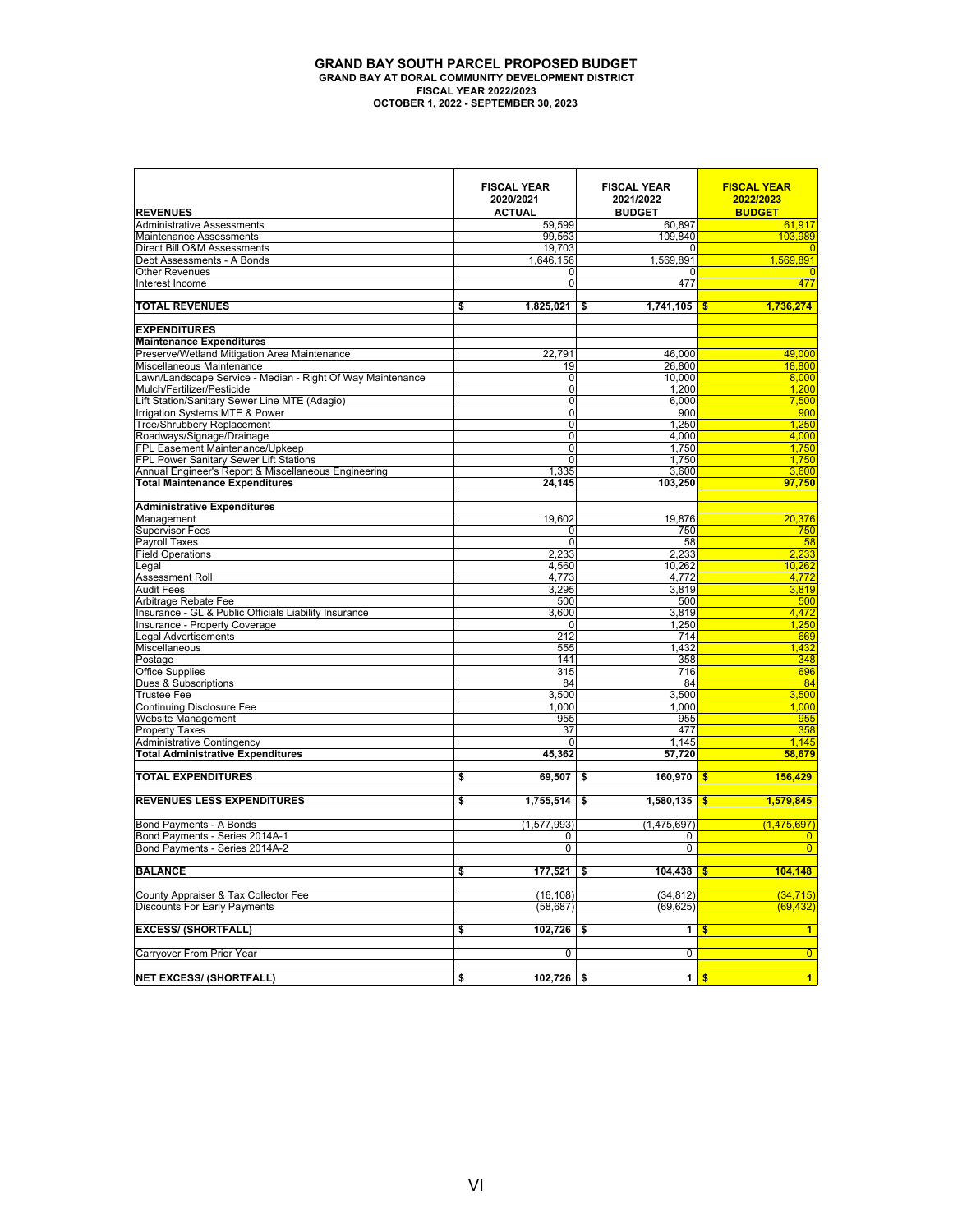# GRAND BAY SOUTH PARCEL PROPOSED BUDGET

**GRAND BAY AT DORAL COMMUNITY DEVELOPMENT DISTRICT**
**FISCAL YEAR 2022/2023**
**OCTOBER 1, 2022 - SEPTEMBER 30, 2023**

| REVENUES | FISCAL YEAR 2020/2021 ACTUAL | FISCAL YEAR 2021/2022 BUDGET | FISCAL YEAR 2022/2023 BUDGET |
|---|---|---|---|
| Administrative Assessments | 59,599 | 60,897 | 61,917 |
| Maintenance Assessments | 99,563 | 109,840 | 103,989 |
| Direct Bill O&M Assessments | 19,703 | 0 | 0 |
| Debt Assessments - A Bonds | 1,646,156 | 1,569,891 | 1,569,891 |
| Other Revenues | 0 | 0 | 0 |
| Interest Income | 0 | 477 | 477 |
| | | | |
| **TOTAL REVENUES** | **$ 1,825,021** | **$ 1,741,105** | **$ 1,736,274** |
| | | | |
| **EXPENDITURES** | | | |
| **Maintenance Expenditures** | | | |
| Preserve/Wetland Mitigation Area Maintenance | 22,791 | 46,000 | 49,000 |
| Miscellaneous Maintenance | 19 | 26,800 | 18,800 |
| Lawn/Landscape Service - Median - Right Of Way Maintenance | 0 | 10,000 | 8,000 |
| Mulch/Fertilizer/Pesticide | 0 | 1,200 | 1,200 |
| Lift Station/Sanitary Sewer Line MTE (Adagio) | 0 | 6,000 | 7,500 |
| Irrigation Systems MTE & Power | 0 | 900 | 900 |
| Tree/Shrubbery Replacement | 0 | 1,250 | 1,250 |
| Roadways/Signage/Drainage | 0 | 4,000 | 4,000 |
| FPL Easement Maintenance/Upkeep | 0 | 1,750 | 1,750 |
| FPL Power Sanitary Sewer Lift Stations | 0 | 1,750 | 1,750 |
| Annual Engineer's Report & Miscellaneous Engineering | 1,335 | 3,600 | 3,600 |
| **Total Maintenance Expenditures** | **24,145** | **103,250** | **97,750** |
| | | | |
| **Administrative Expenditures** | | | |
| Management | 19,602 | 19,876 | 20,376 |
| Supervisor Fees | 0 | 750 | 750 |
| Payroll Taxes | 0 | 58 | 58 |
| Field Operations | 2,233 | 2,233 | 2,233 |
| Legal | 4,560 | 10,262 | 10,262 |
| Assessment Roll | 4,773 | 4,772 | 4,772 |
| Audit Fees | 3,295 | 3,819 | 3,819 |
| Arbitrage Rebate Fee | 500 | 500 | 500 |
| Insurance - GL & Public Officials Liability Insurance | 3,600 | 3,819 | 4,472 |
| Insurance - Property Coverage | 0 | 1,250 | 1,250 |
| Legal Advertisements | 212 | 714 | 669 |
| Miscellaneous | 555 | 1,432 | 1,432 |
| Postage | 141 | 358 | 348 |
| Office Supplies | 315 | 716 | 696 |
| Dues & Subscriptions | 84 | 84 | 84 |
| Trustee Fee | 3,500 | 3,500 | 3,500 |
| Continuing Disclosure Fee | 1,000 | 1,000 | 1,000 |
| Website Management | 955 | 955 | 955 |
| Property Taxes | 37 | 477 | 358 |
| Administrative Contingency | 0 | 1,145 | 1,145 |
| **Total Administrative Expenditures** | **45,362** | **57,720** | **58,679** |
| | | | |
| **TOTAL EXPENDITURES** | **$ 69,507** | **$ 160,970** | **$ 156,429** |
| | | | |
| **REVENUES LESS EXPENDITURES** | **$ 1,755,514** | **$ 1,580,135** | **$ 1,579,845** |
| | | | |
| Bond Payments - A Bonds | (1,577,993) | (1,475,697) | (1,475,697) |
| Bond Payments - Series 2014A-1 | 0 | 0 | 0 |
| Bond Payments - Series 2014A-2 | 0 | 0 | 0 |
| | | | |
| **BALANCE** | **$ 177,521** | **$ 104,438** | **$ 104,148** |
| | | | |
| County Appraiser & Tax Collector Fee | (16,108) | (34,812) | (34,715) |
| Discounts For Early Payments | (58,687) | (69,625) | (69,432) |
| | | | |
| **EXCESS/ (SHORTFALL)** | **$ 102,726** | **$ 1** | **$ 1** |
| | | | |
| Carryover From Prior Year | 0 | 0 | 0 |
| | | | |
| **NET EXCESS/ (SHORTFALL)** | **$ 102,726** | **$ 1** | **$ 1** |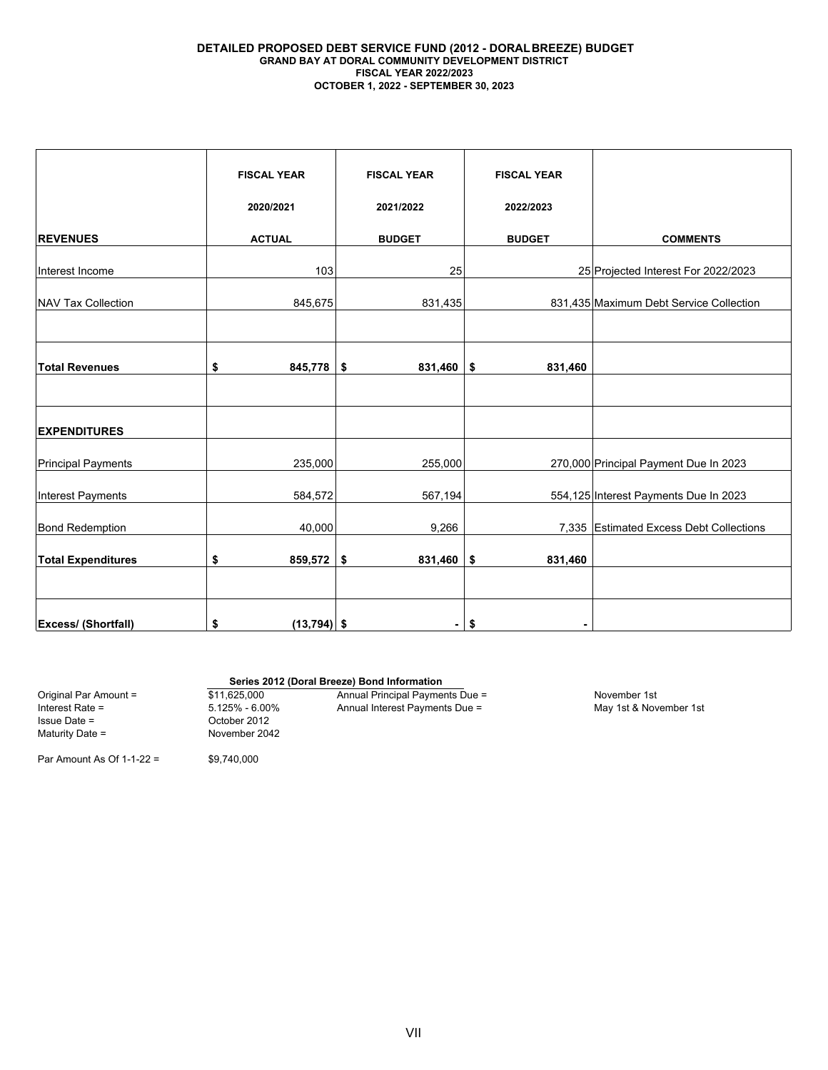**DETAILED PROPOSED DEBT SERVICE FUND (2012 - DORAL BREEZE) BUDGET**
**GRAND BAY AT DORAL COMMUNITY DEVELOPMENT DISTRICT**
**FISCAL YEAR 2022/2023**
**OCTOBER 1, 2022 - SEPTEMBER 30, 2023**

| REVENUES | FISCAL YEAR 2020/2021 ACTUAL | FISCAL YEAR 2021/2022 BUDGET | FISCAL YEAR 2022/2023 BUDGET | COMMENTS |
|---|---|---|---|---|
| Interest Income | 103 | 25 | 25 | Projected Interest For 2022/2023 |
| NAV Tax Collection | 845,675 | 831,435 | 831,435 | Maximum Debt Service Collection |
| | | | | |
| **Total Revenues** | **$ 845,778** | **$ 831,460** | **$ 831,460** | |
| | | | | |
| **EXPENDITURES** | | | | |
| Principal Payments | 235,000 | 255,000 | 270,000 | Principal Payment Due In 2023 |
| Interest Payments | 584,572 | 567,194 | 554,125 | Interest Payments Due In 2023 |
| Bond Redemption | 40,000 | 9,266 | 7,335 | Estimated Excess Debt Collections |
| **Total Expenditures** | **$ 859,572** | **$ 831,460** | **$ 831,460** | |
| | | | | |
| **Excess/ (Shortfall)** | **$ (13,794)** | **$ -** | **$ -** | |

**Series 2012 (Doral Breeze) Bond Information**

Original Par Amount = $11,625,000
Interest Rate = 5.125% - 6.00%
Issue Date = October 2012
Maturity Date = November 2042

Annual Principal Payments Due = November 1st
Annual Interest Payments Due = May 1st & November 1st

Par Amount As Of 1-1-22 = $9,740,000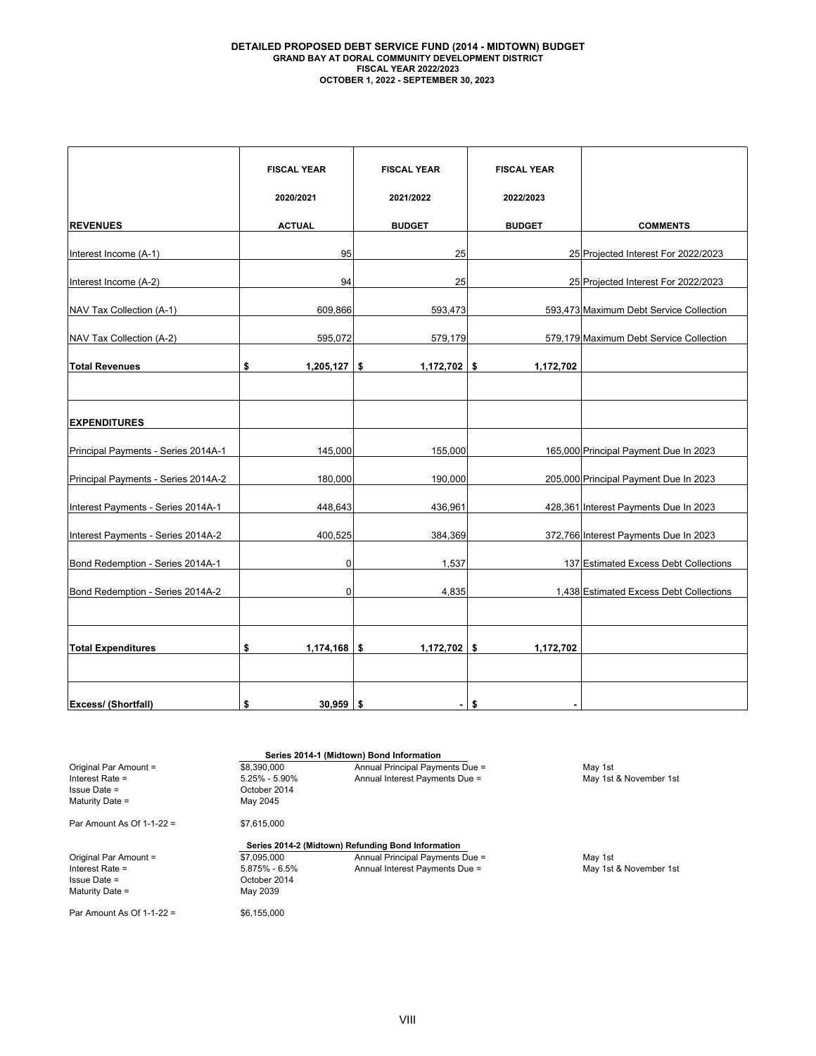# DETAILED PROPOSED DEBT SERVICE FUND (2014 - MIDTOWN) BUDGET
## GRAND BAY AT DORAL COMMUNITY DEVELOPMENT DISTRICT
### FISCAL YEAR 2022/2023
### OCTOBER 1, 2022 - SEPTEMBER 30, 2023

| REVENUES | FISCAL YEAR 2020/2021 ACTUAL | FISCAL YEAR 2021/2022 BUDGET | FISCAL YEAR 2022/2023 BUDGET | COMMENTS |
|---|---|---|---|---|
| Interest Income (A-1) | 95 | 25 | 25 | Projected Interest For 2022/2023 |
| Interest Income (A-2) | 94 | 25 | 25 | Projected Interest For 2022/2023 |
| NAV Tax Collection (A-1) | 609,866 | 593,473 | 593,473 | Maximum Debt Service Collection |
| NAV Tax Collection (A-2) | 595,072 | 579,179 | 579,179 | Maximum Debt Service Collection |
| **Total Revenues** | **$ 1,205,127** | **$ 1,172,702** | **$ 1,172,702** | |
| | | | | |
| **EXPENDITURES** | | | | |
| Principal Payments - Series 2014A-1 | 145,000 | 155,000 | 165,000 | Principal Payment Due In 2023 |
| Principal Payments - Series 2014A-2 | 180,000 | 190,000 | 205,000 | Principal Payment Due In 2023 |
| Interest Payments - Series 2014A-1 | 448,643 | 436,961 | 428,361 | Interest Payments Due In 2023 |
| Interest Payments - Series 2014A-2 | 400,525 | 384,369 | 372,766 | Interest Payments Due In 2023 |
| Bond Redemption - Series 2014A-1 | 0 | 1,537 | 137 | Estimated Excess Debt Collections |
| Bond Redemption - Series 2014A-2 | 0 | 4,835 | 1,438 | Estimated Excess Debt Collections |
| | | | | |
| **Total Expenditures** | **$ 1,174,168** | **$ 1,172,702** | **$ 1,172,702** | |
| | | | | |
| **Excess/ (Shortfall)** | **$ 30,959** | **$ -** | **$ -** | |

**Series 2014-1 (Midtown) Bond Information**

| | | | |
|---|---|---|---|
| Original Par Amount = | $8,390,000 | Annual Principal Payments Due = | May 1st |
| Interest Rate = | 5.25% - 5.90% | Annual Interest Payments Due = | May 1st & November 1st |
| Issue Date = | October 2014 | | |
| Maturity Date = | May 2045 | | |
| Par Amount As Of 1-1-22 = | $7,615,000 | | |

**Series 2014-2 (Midtown) Refunding Bond Information**

| | | | |
|---|---|---|---|
| Original Par Amount = | $7,095,000 | Annual Principal Payments Due = | May 1st |
| Interest Rate = | 5.875% - 6.5% | Annual Interest Payments Due = | May 1st & November 1st |
| Issue Date = | October 2014 | | |
| Maturity Date = | May 2039 | | |
| Par Amount As Of 1-1-22 = | $6,155,000 | | |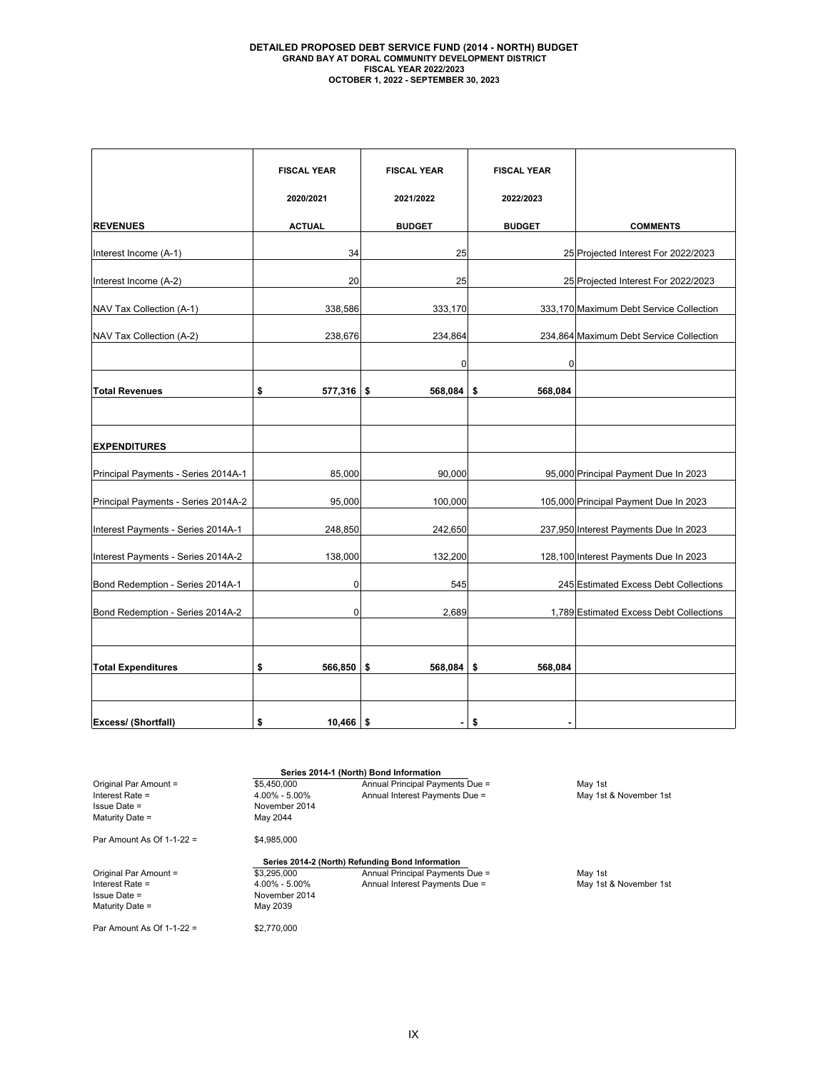# DETAILED PROPOSED DEBT SERVICE FUND (2014 - NORTH) BUDGET
## GRAND BAY AT DORAL COMMUNITY DEVELOPMENT DISTRICT
### FISCAL YEAR 2022/2023
### OCTOBER 1, 2022 - SEPTEMBER 30, 2023

| REVENUES | FISCAL YEAR 2020/2021 ACTUAL | FISCAL YEAR 2021/2022 BUDGET | FISCAL YEAR 2022/2023 BUDGET | COMMENTS |
|---|---|---|---|---|
| Interest Income (A-1) | 34 | 25 | 25 | Projected Interest For 2022/2023 |
| Interest Income (A-2) | 20 | 25 | 25 | Projected Interest For 2022/2023 |
| NAV Tax Collection (A-1) | 338,586 | 333,170 | 333,170 | Maximum Debt Service Collection |
| NAV Tax Collection (A-2) | 238,676 | 234,864 | 234,864 | Maximum Debt Service Collection |
| | | 0 | 0 | |
| **Total Revenues** | **$ 577,316** | **$ 568,084** | **$ 568,084** | |
| | | | | |
| **EXPENDITURES** | | | | |
| Principal Payments - Series 2014A-1 | 85,000 | 90,000 | 95,000 | Principal Payment Due In 2023 |
| Principal Payments - Series 2014A-2 | 95,000 | 100,000 | 105,000 | Principal Payment Due In 2023 |
| Interest Payments - Series 2014A-1 | 248,850 | 242,650 | 237,950 | Interest Payments Due In 2023 |
| Interest Payments - Series 2014A-2 | 138,000 | 132,200 | 128,100 | Interest Payments Due In 2023 |
| Bond Redemption - Series 2014A-1 | 0 | 545 | 245 | Estimated Excess Debt Collections |
| Bond Redemption - Series 2014A-2 | 0 | 2,689 | 1,789 | Estimated Excess Debt Collections |
| | | | | |
| **Total Expenditures** | **$ 566,850** | **$ 568,084** | **$ 568,084** | |
| | | | | |
| **Excess/ (Shortfall)** | **$ 10,466** | **$ -** | **$ -** | |

**Series 2014-1 (North) Bond Information**

| | | | |
|---|---|---|---|
| Original Par Amount = | $5,450,000 | Annual Principal Payments Due = | May 1st |
| Interest Rate = | 4.00% - 5.00% | Annual Interest Payments Due = | May 1st & November 1st |
| Issue Date = | November 2014 | | |
| Maturity Date = | May 2044 | | |
| Par Amount As Of 1-1-22 = | $4,985,000 | | |

**Series 2014-2 (North) Refunding Bond Information**

| | | | |
|---|---|---|---|
| Original Par Amount = | $3,295,000 | Annual Principal Payments Due = | May 1st |
| Interest Rate = | 4.00% - 5.00% | Annual Interest Payments Due = | May 1st & November 1st |
| Issue Date = | November 2014 | | |
| Maturity Date = | May 2039 | | |
| Par Amount As Of 1-1-22 = | $2,770,000 | | |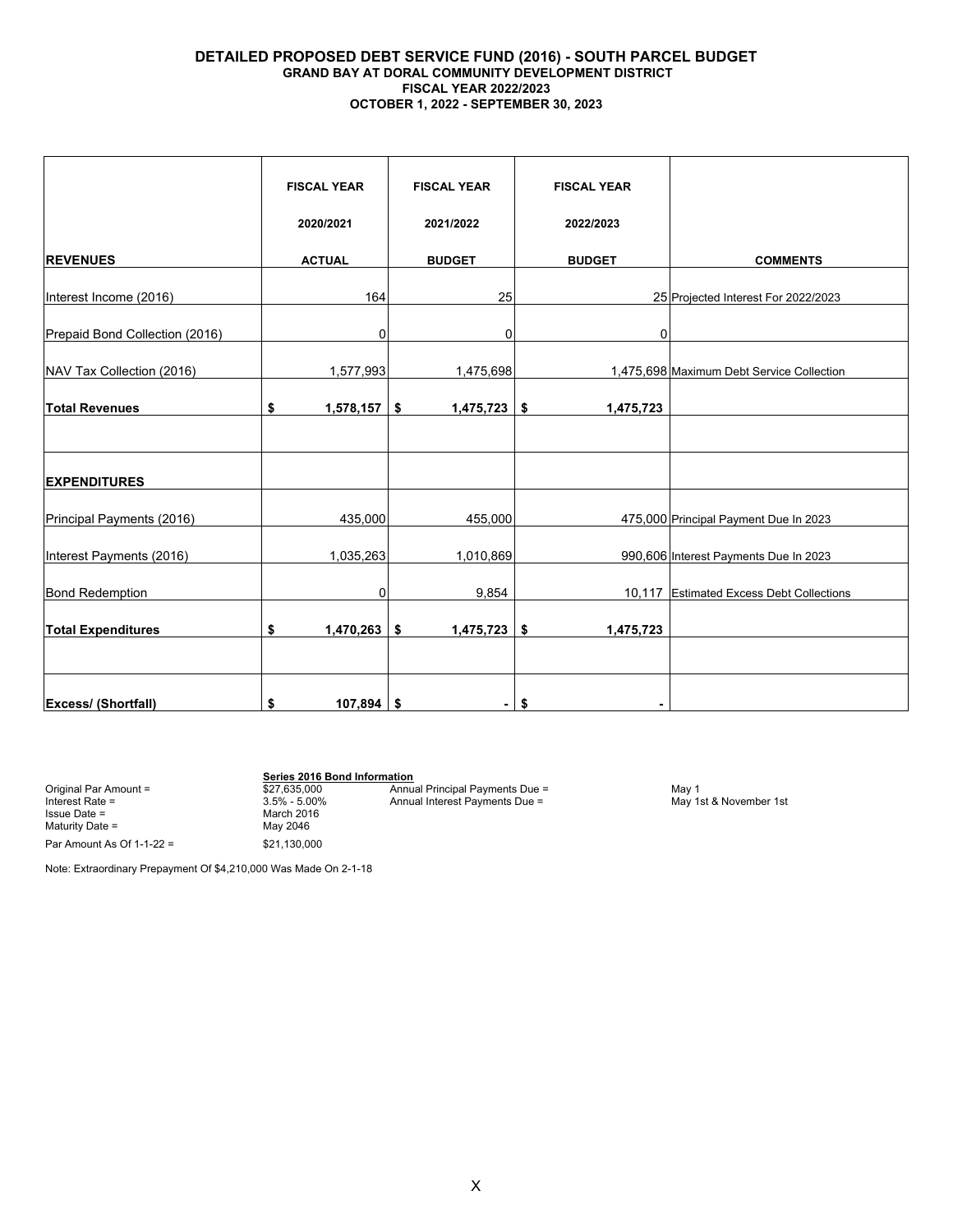# DETAILED PROPOSED DEBT SERVICE FUND (2016) - SOUTH PARCEL BUDGET

## GRAND BAY AT DORAL COMMUNITY DEVELOPMENT DISTRICT

### FISCAL YEAR 2022/2023

### OCTOBER 1, 2022 - SEPTEMBER 30, 2023

| | FISCAL YEAR 2020/2021 | FISCAL YEAR 2021/2022 | FISCAL YEAR 2022/2023 | |
|---|---|---|---|---|
| **REVENUES** | **ACTUAL** | **BUDGET** | **BUDGET** | **COMMENTS** |
| Interest Income (2016) | 164 | 25 | 25 | Projected Interest For 2022/2023 |
| Prepaid Bond Collection (2016) | 0 | 0 | 0 | |
| NAV Tax Collection (2016) | 1,577,993 | 1,475,698 | 1,475,698 | Maximum Debt Service Collection |
| **Total Revenues** | **$ 1,578,157** | **$ 1,475,723** | **$ 1,475,723** | |
| | | | | |
| **EXPENDITURES** | | | | |
| Principal Payments (2016) | 435,000 | 455,000 | 475,000 | Principal Payment Due In 2023 |
| Interest Payments (2016) | 1,035,263 | 1,010,869 | 990,606 | Interest Payments Due In 2023 |
| Bond Redemption | 0 | 9,854 | 10,117 | Estimated Excess Debt Collections |
| **Total Expenditures** | **$ 1,470,263** | **$ 1,475,723** | **$ 1,475,723** | |
| | | | | |
| **Excess/ (Shortfall)** | **$ 107,894** | **$ -** | **$ -** | |

**Series 2016 Bond Information**

| | | | |
|---|---|---|---|
| Original Par Amount = | $27,635,000 | Annual Principal Payments Due = | May 1 |
| Interest Rate = | 3.5% - 5.00% | Annual Interest Payments Due = | May 1st & November 1st |
| Issue Date = | March 2016 | | |
| Maturity Date = | May 2046 | | |
| Par Amount As Of 1-1-22 = | $21,130,000 | | |

Note: Extraordinary Prepayment Of $4,210,000 Was Made On 2-1-18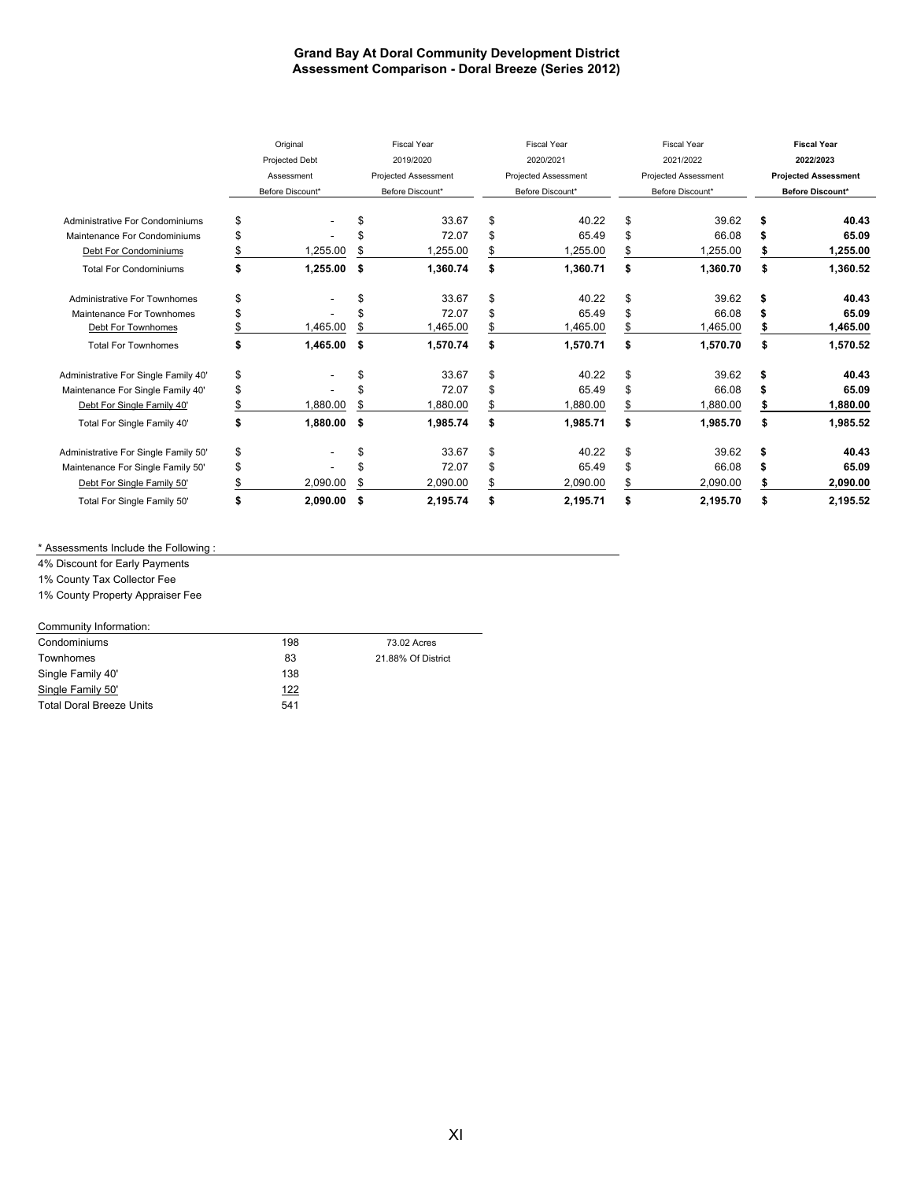# Grand Bay At Doral Community Development District
## Assessment Comparison - Doral Breeze (Series 2012)

| | Original Projected Debt Assessment Before Discount* | Fiscal Year 2019/2020 Projected Assessment Before Discount* | Fiscal Year 2020/2021 Projected Assessment Before Discount* | Fiscal Year 2021/2022 Projected Assessment Before Discount* | **Fiscal Year 2022/2023 Projected Assessment Before Discount*** |
|---|---|---|---|---|---|
| Administrative For Condominiums | $ - | $ 33.67 | $ 40.22 | $ 39.62 | **$ 40.43** |
| Maintenance For Condominiums | $ - | $ 72.07 | $ 65.49 | $ 66.08 | **$ 65.09** |
| Debt For Condominiums | $ 1,255.00 | $ 1,255.00 | $ 1,255.00 | $ 1,255.00 | **$ 1,255.00** |
| Total For Condominiums | **$ 1,255.00** | **$ 1,360.74** | **$ 1,360.71** | **$ 1,360.70** | **$ 1,360.52** |
| Administrative For Townhomes | $ - | $ 33.67 | $ 40.22 | $ 39.62 | **$ 40.43** |
| Maintenance For Townhomes | $ - | $ 72.07 | $ 65.49 | $ 66.08 | **$ 65.09** |
| Debt For Townhomes | $ 1,465.00 | $ 1,465.00 | $ 1,465.00 | $ 1,465.00 | **$ 1,465.00** |
| Total For Townhomes | **$ 1,465.00** | **$ 1,570.74** | **$ 1,570.71** | **$ 1,570.70** | **$ 1,570.52** |
| Administrative For Single Family 40' | $ - | $ 33.67 | $ 40.22 | $ 39.62 | **$ 40.43** |
| Maintenance For Single Family 40' | $ - | $ 72.07 | $ 65.49 | $ 66.08 | **$ 65.09** |
| Debt For Single Family 40' | $ 1,880.00 | $ 1,880.00 | $ 1,880.00 | $ 1,880.00 | **$ 1,880.00** |
| Total For Single Family 40' | **$ 1,880.00** | **$ 1,985.74** | **$ 1,985.71** | **$ 1,985.70** | **$ 1,985.52** |
| Administrative For Single Family 50' | $ - | $ 33.67 | $ 40.22 | $ 39.62 | **$ 40.43** |
| Maintenance For Single Family 50' | $ - | $ 72.07 | $ 65.49 | $ 66.08 | **$ 65.09** |
| Debt For Single Family 50' | $ 2,090.00 | $ 2,090.00 | $ 2,090.00 | $ 2,090.00 | **$ 2,090.00** |
| Total For Single Family 50' | **$ 2,090.00** | **$ 2,195.74** | **$ 2,195.71** | **$ 2,195.70** | **$ 2,195.52** |

\* Assessments Include the Following :

4% Discount for Early Payments
1% County Tax Collector Fee
1% County Property Appraiser Fee

| Community Information: | | |
|---|---|---|
| Condominiums | 198 | 73.02 Acres |
| Townhomes | 83 | 21.88% Of District |
| Single Family 40' | 138 | |
| Single Family 50' | 122 | |
| Total Doral Breeze Units | 541 | |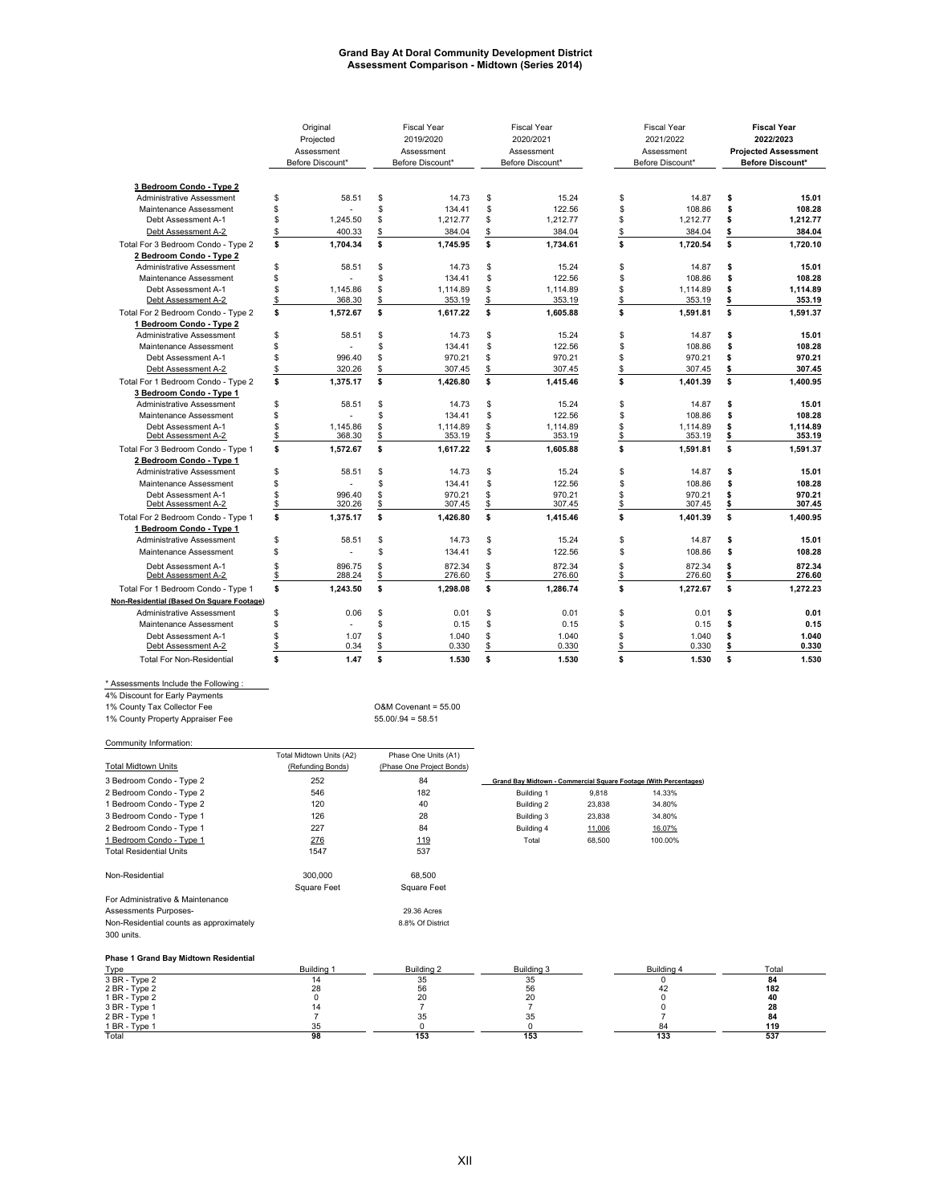# Grand Bay At Doral Community Development District
## Assessment Comparison - Midtown (Series 2014)

| | Original Projected Assessment Before Discount* | Fiscal Year 2019/2020 Assessment Before Discount* | Fiscal Year 2020/2021 Assessment Before Discount* | Fiscal Year 2021/2022 Assessment Before Discount* | **Fiscal Year 2022/2023 Projected Assessment Before Discount*** |
|---|---|---|---|---|---|
| **3 Bedroom Condo - Type 2** | | | | | |
| Administrative Assessment | $ 58.51 | $ 14.73 | $ 15.24 | $ 14.87 | **$ 15.01** |
| Maintenance Assessment | $ - | $ 134.41 | $ 122.56 | $ 108.86 | **$ 108.28** |
| Debt Assessment A-1 | $ 1,245.50 | $ 1,212.77 | $ 1,212.77 | $ 1,212.77 | **$ 1,212.77** |
| Debt Assessment A-2 | $ 400.33 | $ 384.04 | $ 384.04 | $ 384.04 | **$ 384.04** |
| Total For 3 Bedroom Condo - Type 2 | $ 1,704.34 | $ 1,745.95 | $ 1,734.61 | $ 1,720.54 | **$ 1,720.10** |
| **2 Bedroom Condo - Type 2** | | | | | |
| Administrative Assessment | $ 58.51 | $ 14.73 | $ 15.24 | $ 14.87 | **$ 15.01** |
| Maintenance Assessment | $ - | $ 134.41 | $ 122.56 | $ 108.86 | **$ 108.28** |
| Debt Assessment A-1 | $ 1,145.86 | $ 1,114.89 | $ 1,114.89 | $ 1,114.89 | **$ 1,114.89** |
| Debt Assessment A-2 | $ 368.30 | $ 353.19 | $ 353.19 | $ 353.19 | **$ 353.19** |
| Total For 2 Bedroom Condo - Type 2 | $ 1,572.67 | $ 1,617.22 | $ 1,605.88 | $ 1,591.81 | **$ 1,591.37** |
| **1 Bedroom Condo - Type 2** | | | | | |
| Administrative Assessment | $ 58.51 | $ 14.73 | $ 15.24 | $ 14.87 | **$ 15.01** |
| Maintenance Assessment | $ - | $ 134.41 | $ 122.56 | $ 108.86 | **$ 108.28** |
| Debt Assessment A-1 | $ 996.40 | $ 970.21 | $ 970.21 | $ 970.21 | **$ 970.21** |
| Debt Assessment A-2 | $ 320.26 | $ 307.45 | $ 307.45 | $ 307.45 | **$ 307.45** |
| Total For 1 Bedroom Condo - Type 2 | $ 1,375.17 | $ 1,426.80 | $ 1,415.46 | $ 1,401.39 | **$ 1,400.95** |
| **3 Bedroom Condo - Type 1** | | | | | |
| Administrative Assessment | $ 58.51 | $ 14.73 | $ 15.24 | $ 14.87 | **$ 15.01** |
| Maintenance Assessment | $ - | $ 134.41 | $ 122.56 | $ 108.86 | **$ 108.28** |
| Debt Assessment A-1 | $ 1,145.86 | $ 1,114.89 | $ 1,114.89 | $ 1,114.89 | **$ 1,114.89** |
| Debt Assessment A-2 | $ 368.30 | $ 353.19 | $ 353.19 | $ 353.19 | **$ 353.19** |
| Total For 3 Bedroom Condo - Type 1 | $ 1,572.67 | $ 1,617.22 | $ 1,605.88 | $ 1,591.81 | **$ 1,591.37** |
| **2 Bedroom Condo - Type 1** | | | | | |
| Administrative Assessment | $ 58.51 | $ 14.73 | $ 15.24 | $ 14.87 | **$ 15.01** |
| Maintenance Assessment | $ - | $ 134.41 | $ 122.56 | $ 108.86 | **$ 108.28** |
| Debt Assessment A-1 | $ 996.40 | $ 970.21 | $ 970.21 | $ 970.21 | **$ 970.21** |
| Debt Assessment A-2 | $ 320.26 | $ 307.45 | $ 307.45 | $ 307.45 | **$ 307.45** |
| Total For 2 Bedroom Condo - Type 1 | $ 1,375.17 | $ 1,426.80 | $ 1,415.46 | $ 1,401.39 | **$ 1,400.95** |
| **1 Bedroom Condo - Type 1** | | | | | |
| Administrative Assessment | $ 58.51 | $ 14.73 | $ 15.24 | $ 14.87 | **$ 15.01** |
| Maintenance Assessment | $ - | $ 134.41 | $ 122.56 | $ 108.86 | **$ 108.28** |
| Debt Assessment A-1 | $ 896.75 | $ 872.34 | $ 872.34 | $ 872.34 | **$ 872.34** |
| Debt Assessment A-2 | $ 288.24 | $ 276.60 | $ 276.60 | $ 276.60 | **$ 276.60** |
| Total For 1 Bedroom Condo - Type 1 | $ 1,243.50 | $ 1,298.08 | $ 1,286.74 | $ 1,272.67 | **$ 1,272.23** |
| **Non-Residential (Based On Square Footage)** | | | | | |
| Administrative Assessment | $ 0.06 | $ 0.01 | $ 0.01 | $ 0.01 | **$ 0.01** |
| Maintenance Assessment | $ - | $ 0.15 | $ 0.15 | $ 0.15 | **$ 0.15** |
| Debt Assessment A-1 | $ 1.07 | $ 1.040 | $ 1.040 | $ 1.040 | **$ 1.040** |
| Debt Assessment A-2 | $ 0.34 | $ 0.330 | $ 0.330 | $ 0.330 | **$ 0.330** |
| Total For Non-Residential | $ 1.47 | $ 1.530 | $ 1.530 | $ 1.530 | **$ 1.530** |

\* Assessments Include the Following :

4% Discount for Early Payments

1% County Tax Collector Fee — O&M Covenant = 55.00

1% County Property Appraiser Fee — 55.00/.94 = 58.51

Community Information:

| Total Midtown Units | Total Midtown Units (A2) (Refunding Bonds) | Phase One Units (A1) (Phase One Project Bonds) |
|---|---|---|
| 3 Bedroom Condo - Type 2 | 252 | 84 |
| 2 Bedroom Condo - Type 2 | 546 | 182 |
| 1 Bedroom Condo - Type 2 | 120 | 40 |
| 3 Bedroom Condo - Type 1 | 126 | 28 |
| 2 Bedroom Condo - Type 1 | 227 | 84 |
| 1 Bedroom Condo - Type 1 | 276 | 119 |
| Total Residential Units | 1547 | 537 |
| Non-Residential | 300,000 Square Feet | 68,500 Square Feet |
| For Administrative & Maintenance Assessments Purposes- Non-Residential counts as approximately 300 units. | | 29.36 Acres 8.8% Of District |

**Grand Bay Midtown - Commercial Square Footage (With Percentages)**

| | | |
|---|---|---|
| Building 1 | 9,818 | 14.33% |
| Building 2 | 23,838 | 34.80% |
| Building 3 | 23,838 | 34.80% |
| Building 4 | 11,006 | 16.07% |
| Total | 68,500 | 100.00% |

**Phase 1 Grand Bay Midtown Residential**

| Type | Building 1 | Building 2 | Building 3 | Building 4 | Total |
|---|---|---|---|---|---|
| 3 BR - Type 2 | 14 | 35 | 35 | 0 | **84** |
| 2 BR - Type 2 | 28 | 56 | 56 | 42 | **182** |
| 1 BR - Type 2 | 0 | 20 | 20 | 0 | **40** |
| 3 BR - Type 1 | 14 | 7 | 7 | 0 | **28** |
| 2 BR - Type 1 | 7 | 35 | 35 | 7 | **84** |
| 1 BR - Type 1 | 35 | 0 | 0 | 84 | **119** |
| Total | **98** | **153** | **153** | **133** | **537** |

XII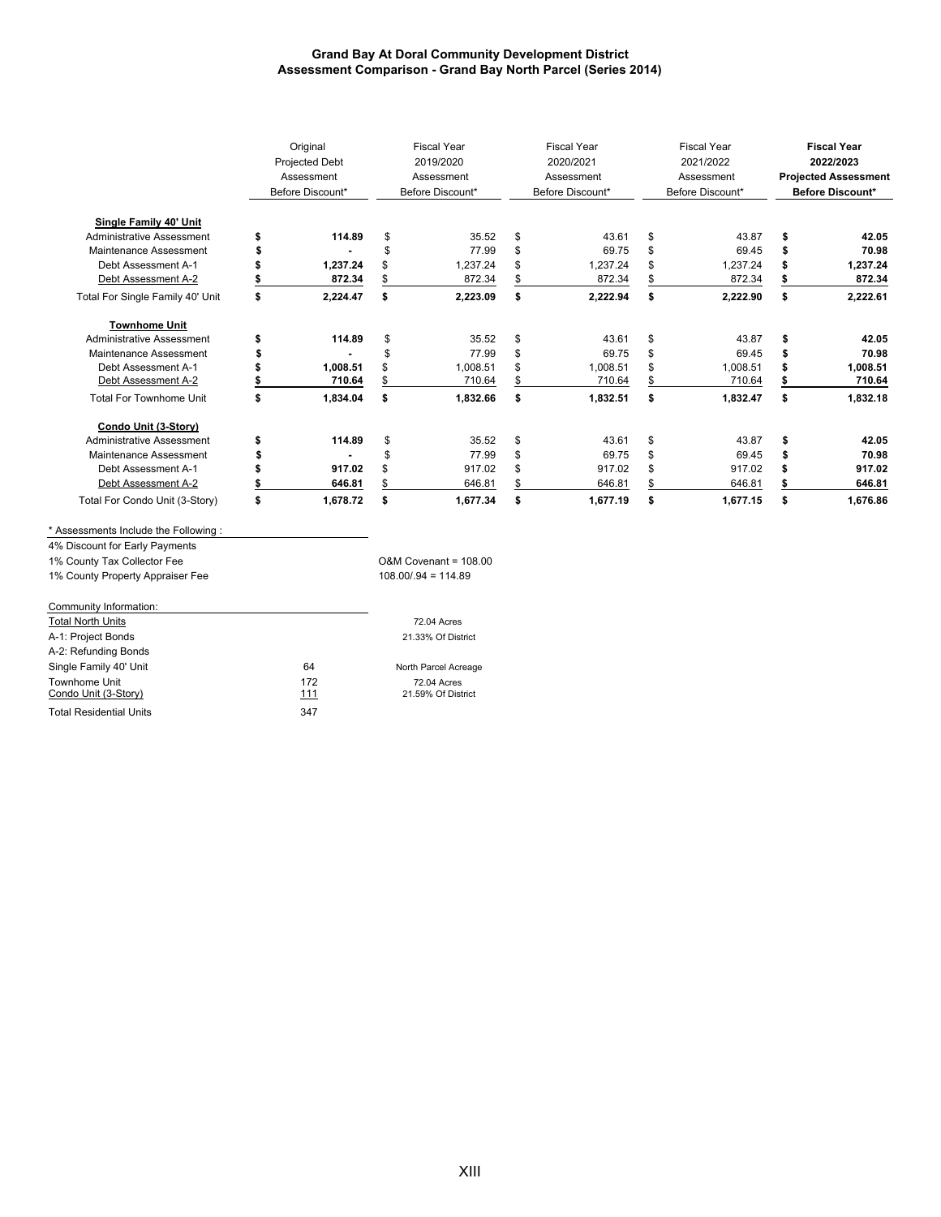# Grand Bay At Doral Community Development District
## Assessment Comparison - Grand Bay North Parcel (Series 2014)

| | Original Projected Debt Assessment Before Discount* | Fiscal Year 2019/2020 Assessment Before Discount* | Fiscal Year 2020/2021 Assessment Before Discount* | Fiscal Year 2021/2022 Assessment Before Discount* | **Fiscal Year 2022/2023 Projected Assessment Before Discount*** |
|---|---|---|---|---|---|
| **Single Family 40' Unit** | | | | | |
| Administrative Assessment | **$ 114.89** | $ 35.52 | $ 43.61 | $ 43.87 | **$ 42.05** |
| Maintenance Assessment | **$ -** | $ 77.99 | $ 69.75 | $ 69.45 | **$ 70.98** |
| Debt Assessment A-1 | **$ 1,237.24** | $ 1,237.24 | $ 1,237.24 | $ 1,237.24 | **$ 1,237.24** |
| Debt Assessment A-2 | **$ 872.34** | $ 872.34 | $ 872.34 | $ 872.34 | **$ 872.34** |
| Total For Single Family 40' Unit | **$ 2,224.47** | **$ 2,223.09** | **$ 2,222.94** | **$ 2,222.90** | **$ 2,222.61** |
| **Townhome Unit** | | | | | |
| Administrative Assessment | **$ 114.89** | $ 35.52 | $ 43.61 | $ 43.87 | **$ 42.05** |
| Maintenance Assessment | **$ -** | $ 77.99 | $ 69.75 | $ 69.45 | **$ 70.98** |
| Debt Assessment A-1 | **$ 1,008.51** | $ 1,008.51 | $ 1,008.51 | $ 1,008.51 | **$ 1,008.51** |
| Debt Assessment A-2 | **$ 710.64** | $ 710.64 | $ 710.64 | $ 710.64 | **$ 710.64** |
| Total For Townhome Unit | **$ 1,834.04** | **$ 1,832.66** | **$ 1,832.51** | **$ 1,832.47** | **$ 1,832.18** |
| **Condo Unit (3-Story)** | | | | | |
| Administrative Assessment | **$ 114.89** | $ 35.52 | $ 43.61 | $ 43.87 | **$ 42.05** |
| Maintenance Assessment | **$ -** | $ 77.99 | $ 69.75 | $ 69.45 | **$ 70.98** |
| Debt Assessment A-1 | **$ 917.02** | $ 917.02 | $ 917.02 | $ 917.02 | **$ 917.02** |
| Debt Assessment A-2 | **$ 646.81** | $ 646.81 | $ 646.81 | $ 646.81 | **$ 646.81** |
| Total For Condo Unit (3-Story) | **$ 1,678.72** | **$ 1,677.34** | **$ 1,677.19** | **$ 1,677.15** | **$ 1,676.86** |

\* Assessments Include the Following :

4% Discount for Early Payments
1% County Tax Collector Fee
1% County Property Appraiser Fee

O&M Covenant = 108.00
108.00/.94 = 114.89

| Community Information: | | |
|---|---|---|
| Total North Units | | 72.04 Acres |
| A-1: Project Bonds | | 21.33% Of District |
| A-2: Refunding Bonds | | |
| Single Family 40' Unit | 64 | North Parcel Acreage |
| Townhome Unit | 172 | 72.04 Acres |
| Condo Unit (3-Story) | 111 | 21.59% Of District |
| Total Residential Units | 347 | |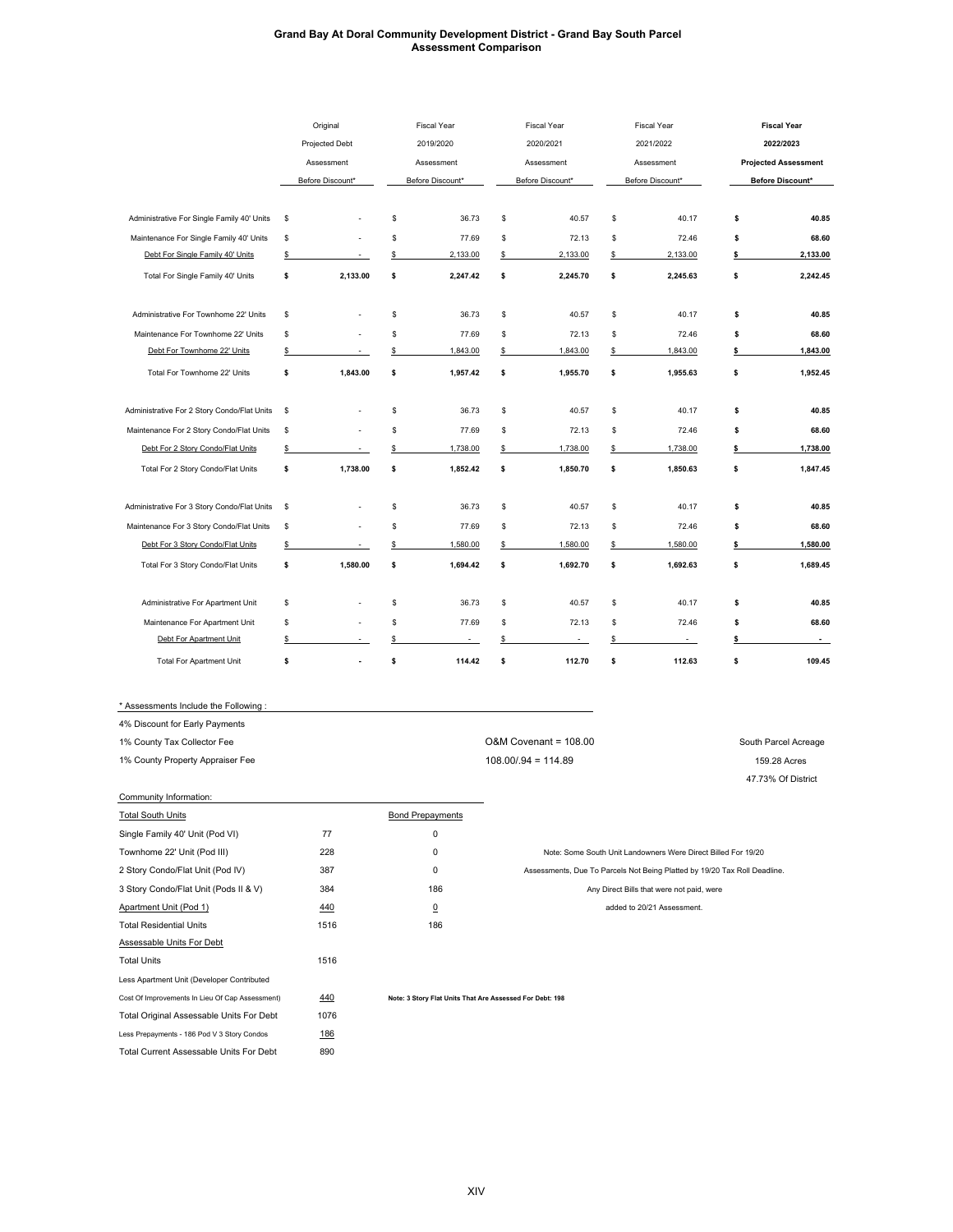**Grand Bay At Doral Community Development District - Grand Bay South Parcel**
**Assessment Comparison**

| | Original Projected Debt Assessment Before Discount* | Fiscal Year 2019/2020 Assessment Before Discount* | Fiscal Year 2020/2021 Assessment Before Discount* | Fiscal Year 2021/2022 Assessment Before Discount* | **Fiscal Year 2022/2023 Projected Assessment Before Discount*** |
|---|---|---|---|---|---|
| Administrative For Single Family 40' Units | $ - | $ 36.73 | $ 40.57 | $ 40.17 | **$ 40.85** |
| Maintenance For Single Family 40' Units | $ - | $ 77.69 | $ 72.13 | $ 72.46 | **$ 68.60** |
| Debt For Single Family 40' Units | $ - | $ 2,133.00 | $ 2,133.00 | $ 2,133.00 | **$ 2,133.00** |
| Total For Single Family 40' Units | **$ 2,133.00** | **$ 2,247.42** | **$ 2,245.70** | **$ 2,245.63** | **$ 2,242.45** |
| Administrative For Townhome 22' Units | $ - | $ 36.73 | $ 40.57 | $ 40.17 | **$ 40.85** |
| Maintenance For Townhome 22' Units | $ - | $ 77.69 | $ 72.13 | $ 72.46 | **$ 68.60** |
| Debt For Townhome 22' Units | $ - | $ 1,843.00 | $ 1,843.00 | $ 1,843.00 | **$ 1,843.00** |
| Total For Townhome 22' Units | **$ 1,843.00** | **$ 1,957.42** | **$ 1,955.70** | **$ 1,955.63** | **$ 1,952.45** |
| Administrative For 2 Story Condo/Flat Units | $ - | $ 36.73 | $ 40.57 | $ 40.17 | **$ 40.85** |
| Maintenance For 2 Story Condo/Flat Units | $ - | $ 77.69 | $ 72.13 | $ 72.46 | **$ 68.60** |
| Debt For 2 Story Condo/Flat Units | $ - | $ 1,738.00 | $ 1,738.00 | $ 1,738.00 | **$ 1,738.00** |
| Total For 2 Story Condo/Flat Units | **$ 1,738.00** | **$ 1,852.42** | **$ 1,850.70** | **$ 1,850.63** | **$ 1,847.45** |
| Administrative For 3 Story Condo/Flat Units | $ - | $ 36.73 | $ 40.57 | $ 40.17 | **$ 40.85** |
| Maintenance For 3 Story Condo/Flat Units | $ - | $ 77.69 | $ 72.13 | $ 72.46 | **$ 68.60** |
| Debt For 3 Story Condo/Flat Units | $ - | $ 1,580.00 | $ 1,580.00 | $ 1,580.00 | **$ 1,580.00** |
| Total For 3 Story Condo/Flat Units | **$ 1,580.00** | **$ 1,694.42** | **$ 1,692.70** | **$ 1,692.63** | **$ 1,689.45** |
| Administrative For Apartment Unit | $ - | $ 36.73 | $ 40.57 | $ 40.17 | **$ 40.85** |
| Maintenance For Apartment Unit | $ - | $ 77.69 | $ 72.13 | $ 72.46 | **$ 68.60** |
| Debt For Apartment Unit | $ - | $ - | $ - | $ - | **$ -** |
| Total For Apartment Unit | **$ -** | **$ 114.42** | **$ 112.70** | **$ 112.63** | **$ 109.45** |

\* Assessments Include the Following :

4% Discount for Early Payments
1% County Tax Collector Fee
1% County Property Appraiser Fee

O&M Covenant = 108.00
108.00/.94 = 114.89

South Parcel Acreage
159.28 Acres
47.73% Of District

Community Information:

| Total South Units | | Bond Prepayments |
|---|---|---|
| Single Family 40' Unit (Pod VI) | 77 | 0 |
| Townhome 22' Unit (Pod III) | 228 | 0 |
| 2 Story Condo/Flat Unit (Pod IV) | 387 | 0 |
| 3 Story Condo/Flat Unit (Pods II & V) | 384 | 186 |
| Apartment Unit (Pod 1) | 440 | 0 |
| Total Residential Units | 1516 | 186 |
| Assessable Units For Debt | | |
| Total Units | 1516 | |
| Less Apartment Unit (Developer Contributed Cost Of Improvements In Lieu Of Cap Assessment) | 440 | |
| Total Original Assessable Units For Debt | 1076 | |
| Less Prepayments - 186 Pod V 3 Story Condos | 186 | |
| Total Current Assessable Units For Debt | 890 | |

**Note: 3 Story Flat Units That Are Assessed For Debt: 198**

Note: Some South Unit Landowners Were Direct Billed For 19/20 Assessments, Due To Parcels Not Being Platted by 19/20 Tax Roll Deadline. Any Direct Bills that were not paid, were added to 20/21 Assessment.